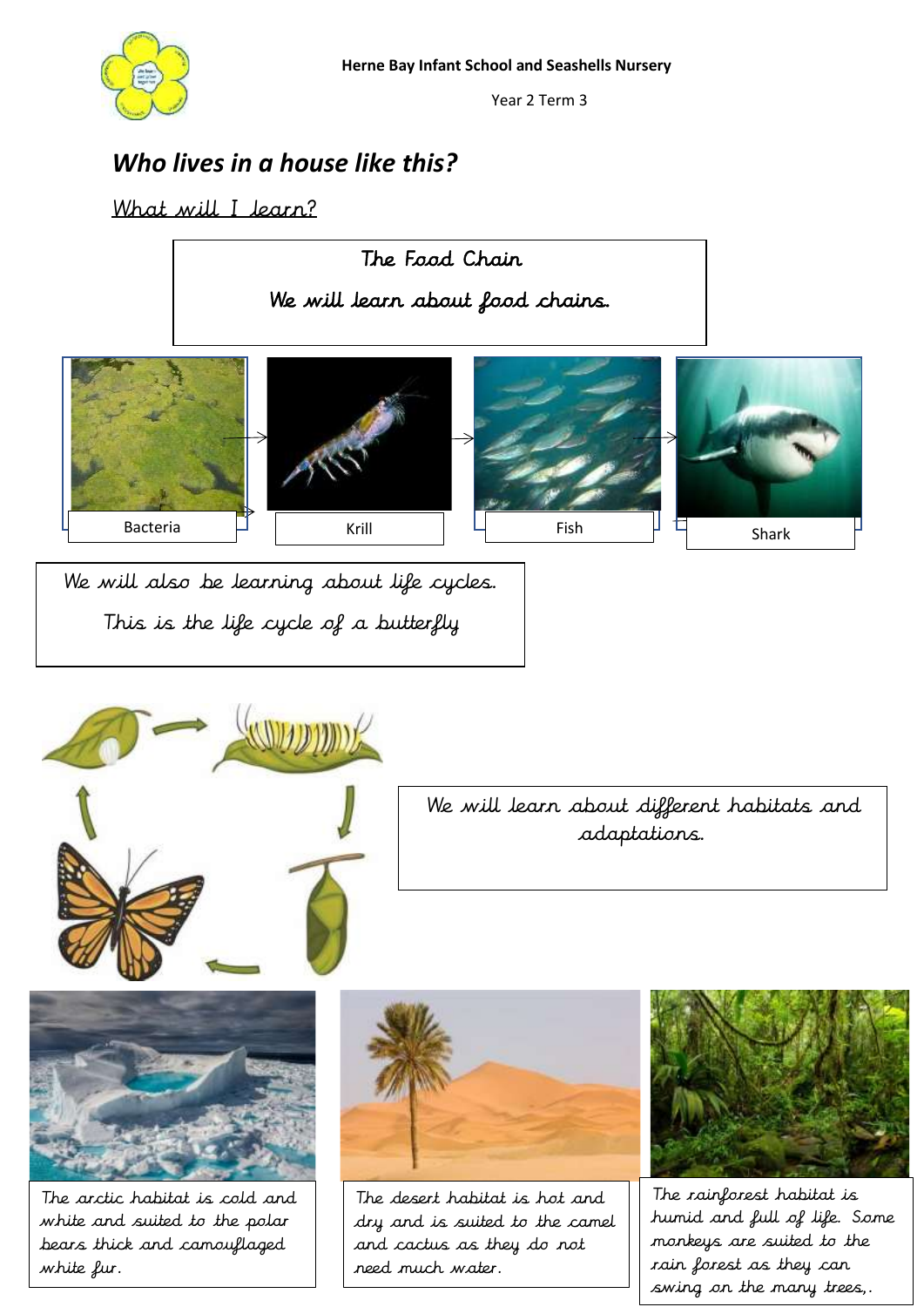Herne Bay Infant School and Seashells Nursery

Year 2 Term 3

## *Who lives in a house like this?*

What will I learn?

The Food Chain

We will learn about food chains.

Bacteria → Krill → Fish → Shark

We will also be learning about life cycles.

This is the life cycle of a butterfly

We will learn about different habitats and adaptations.

The arctic habitat is cold and white and suited to the polar bears thick and camouflaged white fur.

The desert habitat is hot and dry and is suited to the camel and cactus as they do not need much water.

The rainforest habitat is humid and full of life. Some monkeys are suited to the rain forest as they can swing on the many trees,.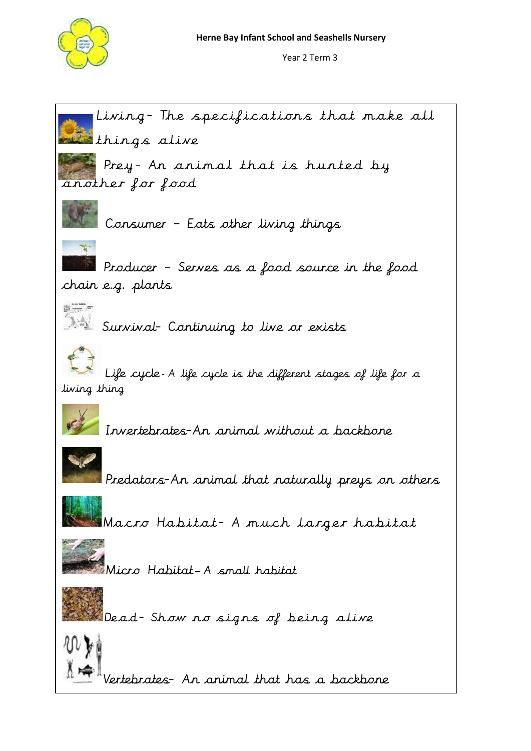**Herne Bay Infant School and Seashells Nursery**

Year 2 Term 3

Living- The specifications that make all things alive

Prey- An animal that is hunted by another for food

Consumer – Eats other living things

Producer – Serves as a food source in the food chain e.g. plants

Survival- Continuing to live or exists

Life cycle- A life cycle is the different stages of life for a living thing

Invertebrates-An animal without a backbone

Predators-An animal that naturally preys on others

Macro Habitat- A much larger habitat

Micro Habitat- A small habitat

Dead- Show no signs of being alive

Vertebrates- An animal that has a backbone